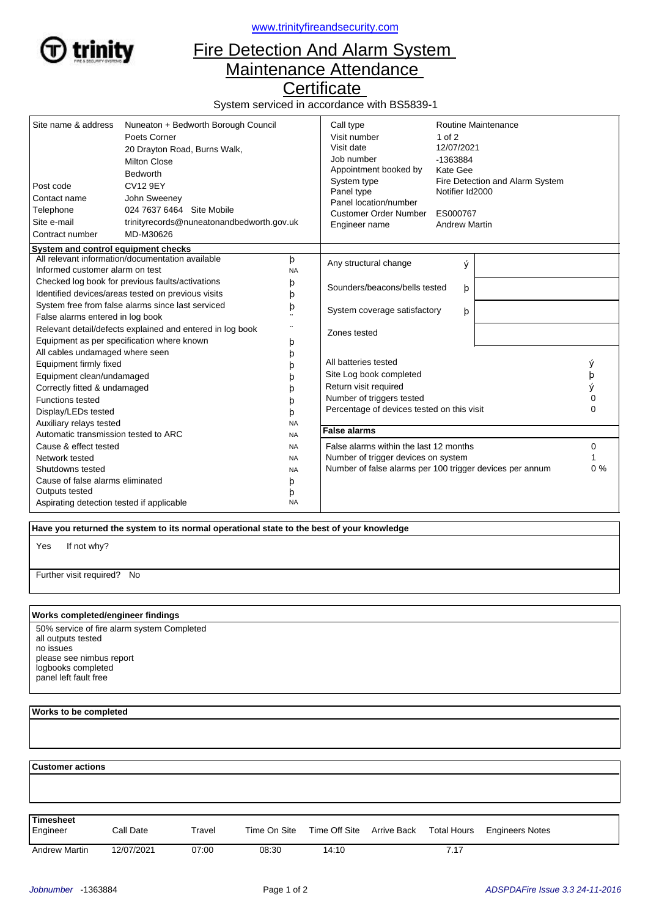www.trinityfireandsecurity.com

# Fire Detection And Alarm System Maintenance Attendance Certificate

System serviced in accordance with BS5839-1

| | |
|---|---|
| Site name & address | Nuneaton + Bedworth Borough Council<br>Poets Corner<br>20 Drayton Road, Burns Walk,<br>Milton Close<br>Bedworth |
| Post code | CV12 9EY |
| Contact name | John Sweeney |
| Telephone | 024 7637 6464 Site Mobile |
| Site e-mail | trinityrecords@nuneatonandbedworth.gov.uk |
| Contract number | MD-M30626 |

| | |
|---|---|
| Call type | Routine Maintenance |
| Visit number | 1 of 2 |
| Visit date | 12/07/2021 |
| Job number | -1363884 |
| Appointment booked by | Kate Gee |
| System type | Fire Detection and Alarm System |
| Panel type | Notifier Id2000 |
| Panel location/number | |
| Customer Order Number | ES000767 |
| Engineer name | Andrew Martin |

**System and control equipment checks**

| Check | |
|---|---|
| All relevant information/documentation available | þ |
| Informed customer alarm on test | NA |
| Checked log book for previous faults/activations | þ |
| Identified devices/areas tested on previous visits | þ |
| System free from false alarms since last serviced | þ |
| False alarms entered in log book | ¨ |
| Relevant detail/defects explained and entered in log book | ¨ |
| Equipment as per specification where known | þ |
| All cables undamaged where seen | þ |
| Equipment firmly fixed | þ |
| Equipment clean/undamaged | þ |
| Correctly fitted & undamaged | þ |
| Functions tested | þ |
| Display/LEDs tested | þ |
| Auxiliary relays tested | NA |
| Automatic transmission tested to ARC | NA |
| Cause & effect tested | NA |
| Network tested | NA |
| Shutdowns tested | NA |
| Cause of false alarms eliminated | þ |
| Outputs tested | þ |
| Aspirating detection tested if applicable | NA |

| | | |
|---|---|---|
| Any structural change | ý | |
| Sounders/beacons/bells tested | þ | |
| System coverage satisfactory | þ | |
| Zones tested | | |

| | |
|---|---|
| All batteries tested | ý |
| Site Log book completed | þ |
| Return visit required | ý |
| Number of triggers tested | 0 |
| Percentage of devices tested on this visit | 0 |

**False alarms**

| | |
|---|---|
| False alarms within the last 12 months | 0 |
| Number of trigger devices on system | 1 |
| Number of false alarms per 100 trigger devices per annum | 0 % |

**Have you returned the system to its normal operational state to the best of your knowledge**

Yes    If not why?

Further visit required? No

**Works completed/engineer findings**

50% service of fire alarm system Completed
all outputs tested
no issues
please see nimbus report
logbooks completed
panel left fault free

**Works to be completed**

**Customer actions**

**Timesheet**

| Engineer | Call Date | Travel | Time On Site | Time Off Site | Arrive Back | Total Hours | Engineers Notes |
|---|---|---|---|---|---|---|---|
| Andrew Martin | 12/07/2021 | 07:00 | 08:30 | 14:10 | | 7.17 | |

*Jobnumber* -1363884

*ADSPDAFire Issue 3.3 24-11-2016*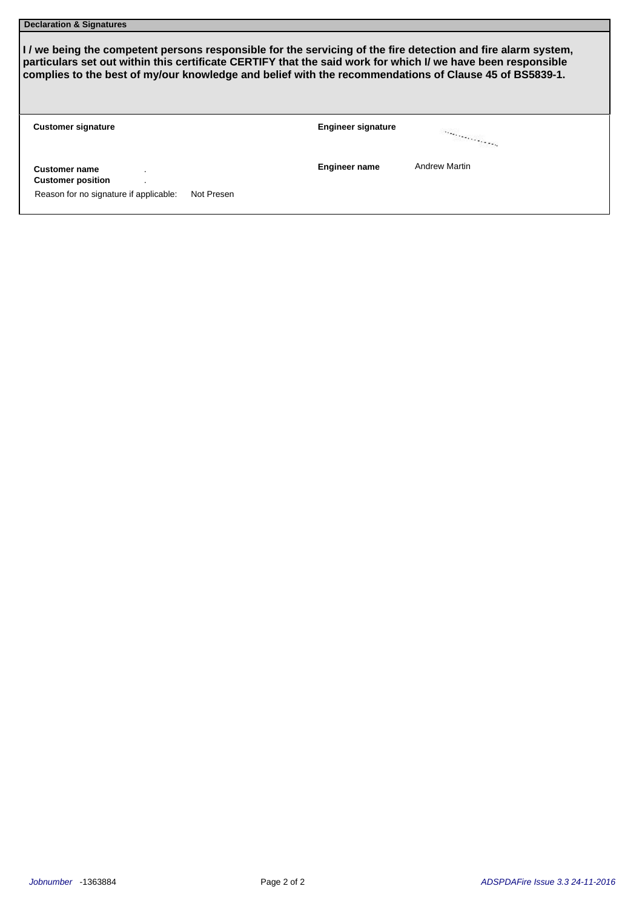**Declaration & Signatures**

**I / we being the competent persons responsible for the servicing of the fire detection and fire alarm system, particulars set out within this certificate CERTIFY that the said work for which I/ we have been responsible complies to the best of my/our knowledge and belief with the recommendations of Clause 45 of BS5839-1.**

| | | | |
|---|---|---|---|
| **Customer signature** | | **Engineer signature** | |
| **Customer name** | . | **Engineer name** | Andrew Martin |
| **Customer position** | . | | |
| Reason for no signature if applicable: | Not Presen | | |

*Jobnumber* -1363884

*ADSPDAFire Issue 3.3 24-11-2016*